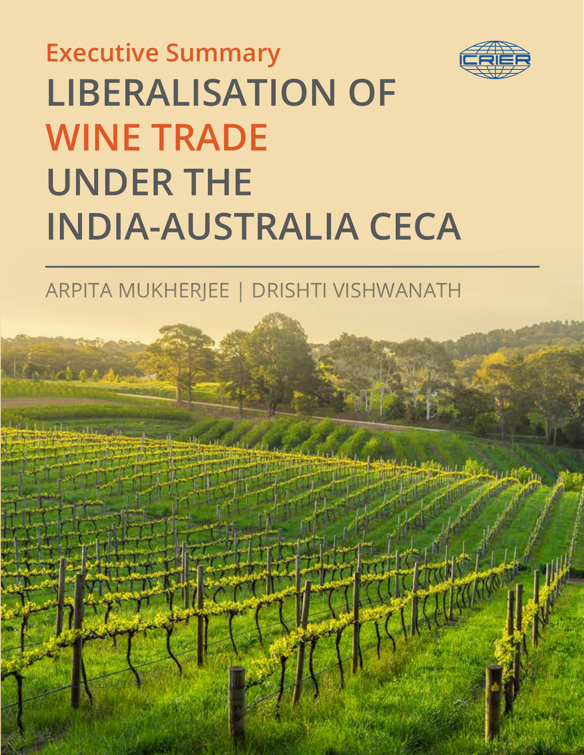Executive Summary

# LIBERALISATION OF WINE TRADE UNDER THE INDIA-AUSTRALIA CECA

ARPITA MUKHERJEE | DRISHTI VISHWANATH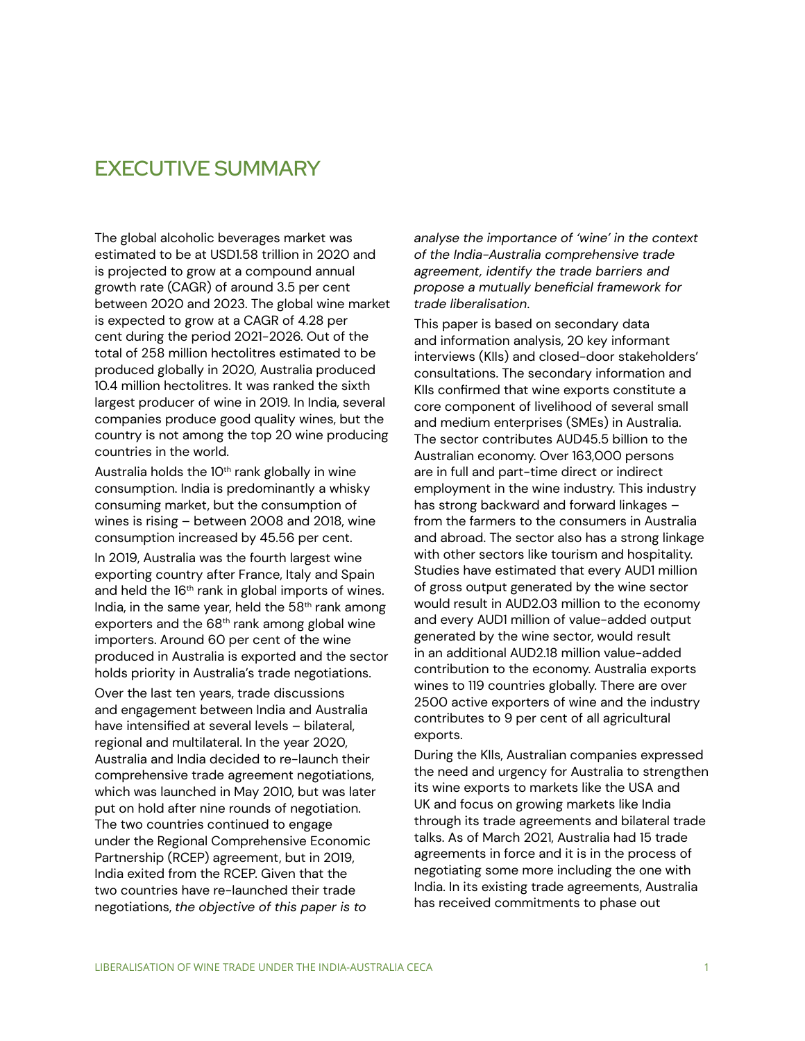# EXECUTIVE SUMMARY

The global alcoholic beverages market was estimated to be at USD1.58 trillion in 2020 and is projected to grow at a compound annual growth rate (CAGR) of around 3.5 per cent between 2020 and 2023. The global wine market is expected to grow at a CAGR of 4.28 per cent during the period 2021-2026. Out of the total of 258 million hectolitres estimated to be produced globally in 2020, Australia produced 10.4 million hectolitres. It was ranked the sixth largest producer of wine in 2019. In India, several companies produce good quality wines, but the country is not among the top 20 wine producing countries in the world.

Australia holds the 10th rank globally in wine consumption. India is predominantly a whisky consuming market, but the consumption of wines is rising – between 2008 and 2018, wine consumption increased by 45.56 per cent.

In 2019, Australia was the fourth largest wine exporting country after France, Italy and Spain and held the 16th rank in global imports of wines. India, in the same year, held the 58th rank among exporters and the 68th rank among global wine importers. Around 60 per cent of the wine produced in Australia is exported and the sector holds priority in Australia's trade negotiations.

Over the last ten years, trade discussions and engagement between India and Australia have intensified at several levels – bilateral, regional and multilateral. In the year 2020, Australia and India decided to re-launch their comprehensive trade agreement negotiations, which was launched in May 2010, but was later put on hold after nine rounds of negotiation. The two countries continued to engage under the Regional Comprehensive Economic Partnership (RCEP) agreement, but in 2019, India exited from the RCEP. Given that the two countries have re-launched their trade negotiations, *the objective of this paper is to analyse the importance of 'wine' in the context of the India-Australia comprehensive trade agreement, identify the trade barriers and propose a mutually beneficial framework for trade liberalisation*.

This paper is based on secondary data and information analysis, 20 key informant interviews (KIIs) and closed-door stakeholders' consultations. The secondary information and KIIs confirmed that wine exports constitute a core component of livelihood of several small and medium enterprises (SMEs) in Australia. The sector contributes AUD45.5 billion to the Australian economy. Over 163,000 persons are in full and part-time direct or indirect employment in the wine industry. This industry has strong backward and forward linkages – from the farmers to the consumers in Australia and abroad. The sector also has a strong linkage with other sectors like tourism and hospitality. Studies have estimated that every AUD1 million of gross output generated by the wine sector would result in AUD2.03 million to the economy and every AUD1 million of value-added output generated by the wine sector, would result in an additional AUD2.18 million value-added contribution to the economy. Australia exports wines to 119 countries globally. There are over 2500 active exporters of wine and the industry contributes to 9 per cent of all agricultural exports.

During the KIIs, Australian companies expressed the need and urgency for Australia to strengthen its wine exports to markets like the USA and UK and focus on growing markets like India through its trade agreements and bilateral trade talks. As of March 2021, Australia had 15 trade agreements in force and it is in the process of negotiating some more including the one with India. In its existing trade agreements, Australia has received commitments to phase out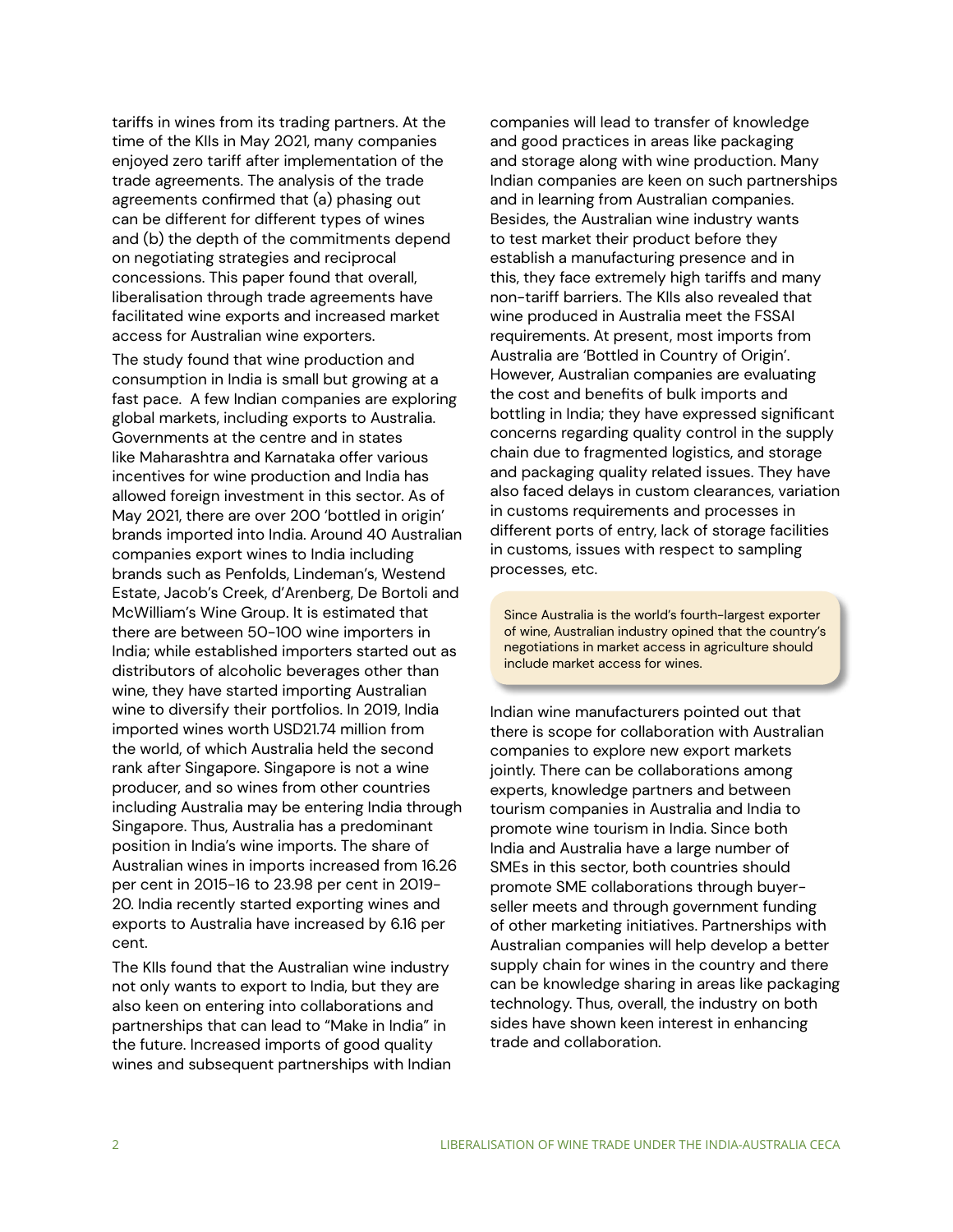tariffs in wines from its trading partners. At the time of the KIIs in May 2021, many companies enjoyed zero tariff after implementation of the trade agreements. The analysis of the trade agreements confirmed that (a) phasing out can be different for different types of wines and (b) the depth of the commitments depend on negotiating strategies and reciprocal concessions. This paper found that overall, liberalisation through trade agreements have facilitated wine exports and increased market access for Australian wine exporters.

The study found that wine production and consumption in India is small but growing at a fast pace. A few Indian companies are exploring global markets, including exports to Australia. Governments at the centre and in states like Maharashtra and Karnataka offer various incentives for wine production and India has allowed foreign investment in this sector. As of May 2021, there are over 200 'bottled in origin' brands imported into India. Around 40 Australian companies export wines to India including brands such as Penfolds, Lindeman's, Westend Estate, Jacob's Creek, d'Arenberg, De Bortoli and McWilliam's Wine Group. It is estimated that there are between 50-100 wine importers in India; while established importers started out as distributors of alcoholic beverages other than wine, they have started importing Australian wine to diversify their portfolios. In 2019, India imported wines worth USD21.74 million from the world, of which Australia held the second rank after Singapore. Singapore is not a wine producer, and so wines from other countries including Australia may be entering India through Singapore. Thus, Australia has a predominant position in India's wine imports. The share of Australian wines in imports increased from 16.26 per cent in 2015-16 to 23.98 per cent in 2019-20. India recently started exporting wines and exports to Australia have increased by 6.16 per cent.

The KIIs found that the Australian wine industry not only wants to export to India, but they are also keen on entering into collaborations and partnerships that can lead to "Make in India" in the future. Increased imports of good quality wines and subsequent partnerships with Indian companies will lead to transfer of knowledge and good practices in areas like packaging and storage along with wine production. Many Indian companies are keen on such partnerships and in learning from Australian companies. Besides, the Australian wine industry wants to test market their product before they establish a manufacturing presence and in this, they face extremely high tariffs and many non-tariff barriers. The KIIs also revealed that wine produced in Australia meet the FSSAI requirements. At present, most imports from Australia are 'Bottled in Country of Origin'. However, Australian companies are evaluating the cost and benefits of bulk imports and bottling in India; they have expressed significant concerns regarding quality control in the supply chain due to fragmented logistics, and storage and packaging quality related issues. They have also faced delays in custom clearances, variation in customs requirements and processes in different ports of entry, lack of storage facilities in customs, issues with respect to sampling processes, etc.

> Since Australia is the world's fourth-largest exporter of wine, Australian industry opined that the country's negotiations in market access in agriculture should include market access for wines.

Indian wine manufacturers pointed out that there is scope for collaboration with Australian companies to explore new export markets jointly. There can be collaborations among experts, knowledge partners and between tourism companies in Australia and India to promote wine tourism in India. Since both India and Australia have a large number of SMEs in this sector, both countries should promote SME collaborations through buyer-seller meets and through government funding of other marketing initiatives. Partnerships with Australian companies will help develop a better supply chain for wines in the country and there can be knowledge sharing in areas like packaging technology. Thus, overall, the industry on both sides have shown keen interest in enhancing trade and collaboration.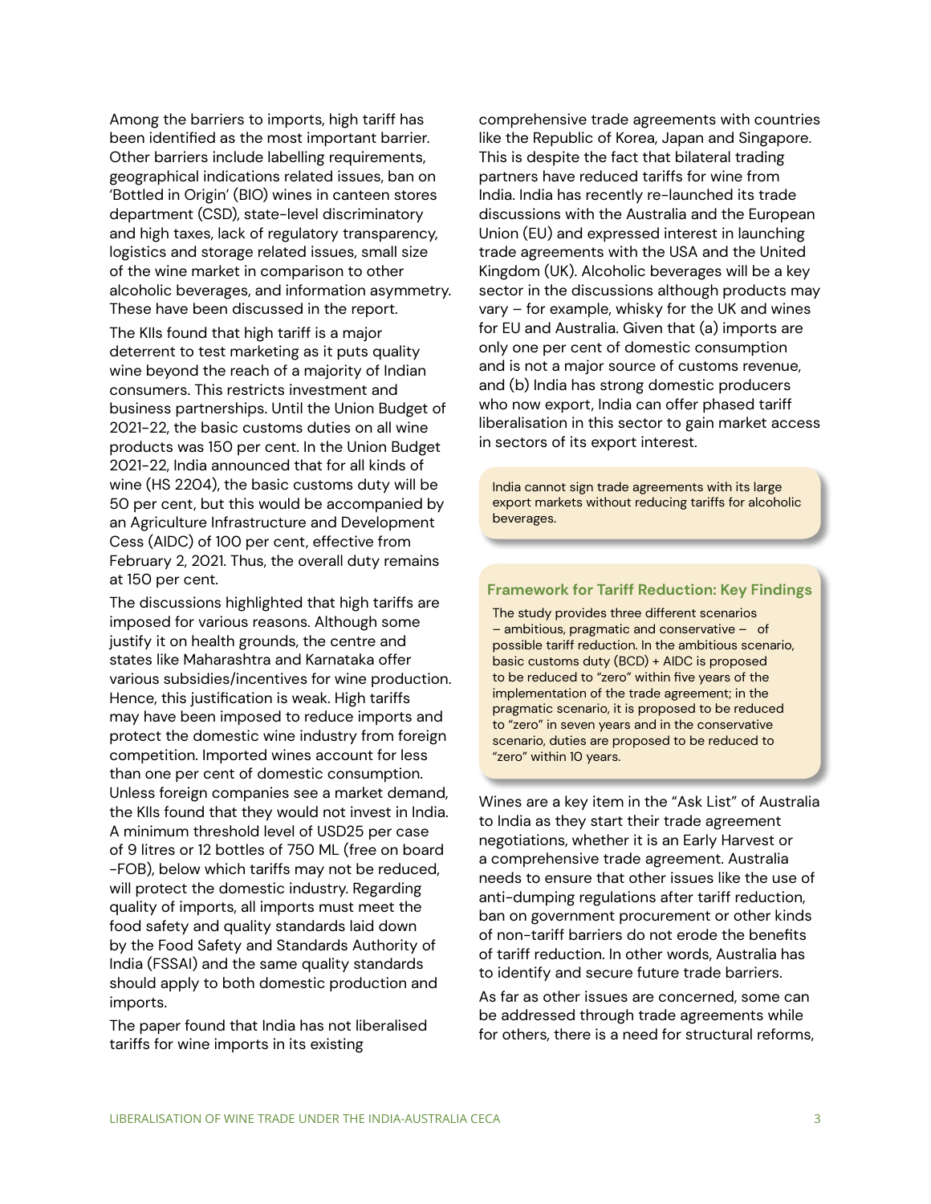Among the barriers to imports, high tariff has been identified as the most important barrier. Other barriers include labelling requirements, geographical indications related issues, ban on 'Bottled in Origin' (BIO) wines in canteen stores department (CSD), state-level discriminatory and high taxes, lack of regulatory transparency, logistics and storage related issues, small size of the wine market in comparison to other alcoholic beverages, and information asymmetry. These have been discussed in the report.

The KIIs found that high tariff is a major deterrent to test marketing as it puts quality wine beyond the reach of a majority of Indian consumers. This restricts investment and business partnerships. Until the Union Budget of 2021-22, the basic customs duties on all wine products was 150 per cent. In the Union Budget 2021-22, India announced that for all kinds of wine (HS 2204), the basic customs duty will be 50 per cent, but this would be accompanied by an Agriculture Infrastructure and Development Cess (AIDC) of 100 per cent, effective from February 2, 2021. Thus, the overall duty remains at 150 per cent.

The discussions highlighted that high tariffs are imposed for various reasons. Although some justify it on health grounds, the centre and states like Maharashtra and Karnataka offer various subsidies/incentives for wine production. Hence, this justification is weak. High tariffs may have been imposed to reduce imports and protect the domestic wine industry from foreign competition. Imported wines account for less than one per cent of domestic consumption. Unless foreign companies see a market demand, the KIIs found that they would not invest in India. A minimum threshold level of USD25 per case of 9 litres or 12 bottles of 750 ML (free on board -FOB), below which tariffs may not be reduced, will protect the domestic industry. Regarding quality of imports, all imports must meet the food safety and quality standards laid down by the Food Safety and Standards Authority of India (FSSAI) and the same quality standards should apply to both domestic production and imports.

The paper found that India has not liberalised tariffs for wine imports in its existing comprehensive trade agreements with countries like the Republic of Korea, Japan and Singapore. This is despite the fact that bilateral trading partners have reduced tariffs for wine from India. India has recently re-launched its trade discussions with the Australia and the European Union (EU) and expressed interest in launching trade agreements with the USA and the United Kingdom (UK). Alcoholic beverages will be a key sector in the discussions although products may vary – for example, whisky for the UK and wines for EU and Australia. Given that (a) imports are only one per cent of domestic consumption and is not a major source of customs revenue, and (b) India has strong domestic producers who now export, India can offer phased tariff liberalisation in this sector to gain market access in sectors of its export interest.

> India cannot sign trade agreements with its large export markets without reducing tariffs for alcoholic beverages.

### Framework for Tariff Reduction: Key Findings

The study provides three different scenarios – ambitious, pragmatic and conservative – of possible tariff reduction. In the ambitious scenario, basic customs duty (BCD) + AIDC is proposed to be reduced to "zero" within five years of the implementation of the trade agreement; in the pragmatic scenario, it is proposed to be reduced to "zero" in seven years and in the conservative scenario, duties are proposed to be reduced to "zero" within 10 years.

Wines are a key item in the "Ask List" of Australia to India as they start their trade agreement negotiations, whether it is an Early Harvest or a comprehensive trade agreement. Australia needs to ensure that other issues like the use of anti-dumping regulations after tariff reduction, ban on government procurement or other kinds of non-tariff barriers do not erode the benefits of tariff reduction. In other words, Australia has to identify and secure future trade barriers.

As far as other issues are concerned, some can be addressed through trade agreements while for others, there is a need for structural reforms,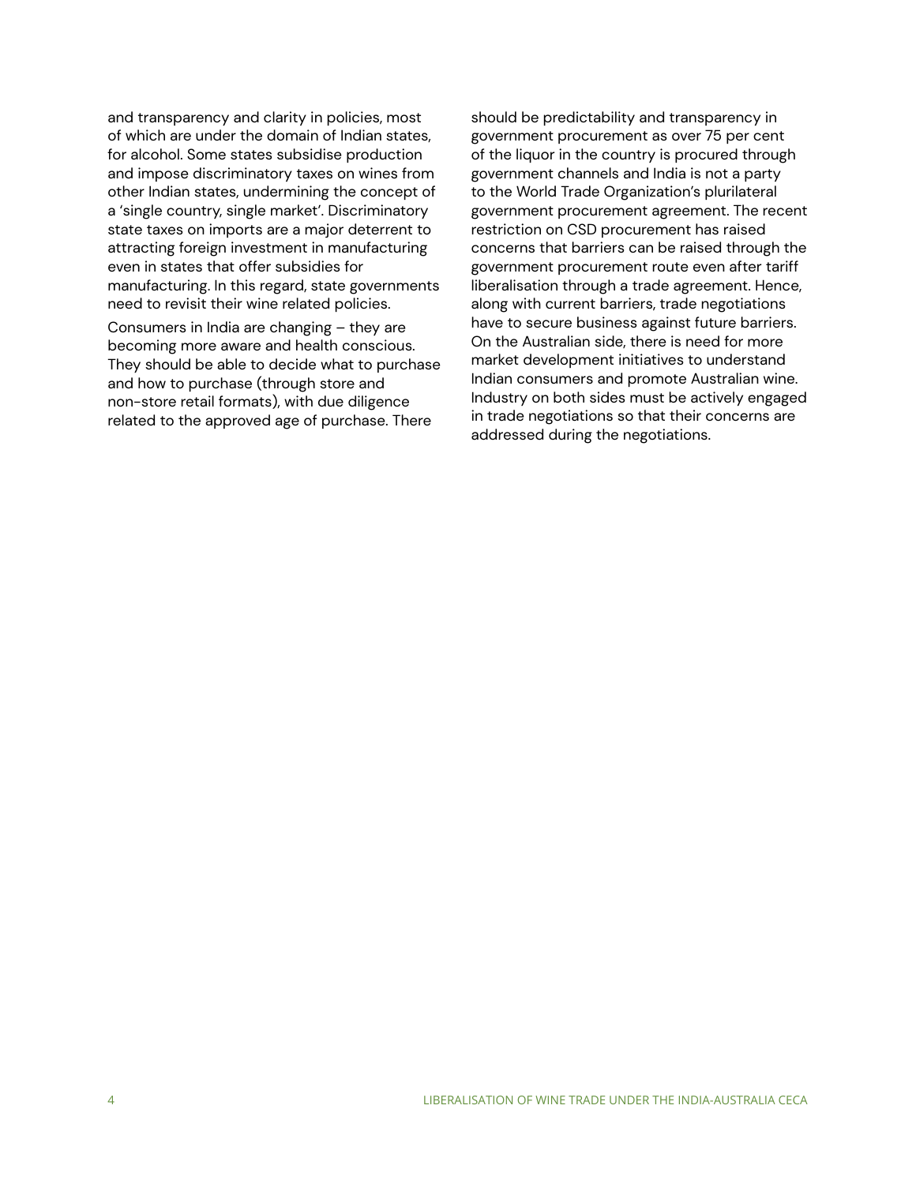and transparency and clarity in policies, most of which are under the domain of Indian states, for alcohol. Some states subsidise production and impose discriminatory taxes on wines from other Indian states, undermining the concept of a 'single country, single market'. Discriminatory state taxes on imports are a major deterrent to attracting foreign investment in manufacturing even in states that offer subsidies for manufacturing. In this regard, state governments need to revisit their wine related policies.

Consumers in India are changing – they are becoming more aware and health conscious. They should be able to decide what to purchase and how to purchase (through store and non-store retail formats), with due diligence related to the approved age of purchase. There should be predictability and transparency in government procurement as over 75 per cent of the liquor in the country is procured through government channels and India is not a party to the World Trade Organization's plurilateral government procurement agreement. The recent restriction on CSD procurement has raised concerns that barriers can be raised through the government procurement route even after tariff liberalisation through a trade agreement. Hence, along with current barriers, trade negotiations have to secure business against future barriers. On the Australian side, there is need for more market development initiatives to understand Indian consumers and promote Australian wine. Industry on both sides must be actively engaged in trade negotiations so that their concerns are addressed during the negotiations.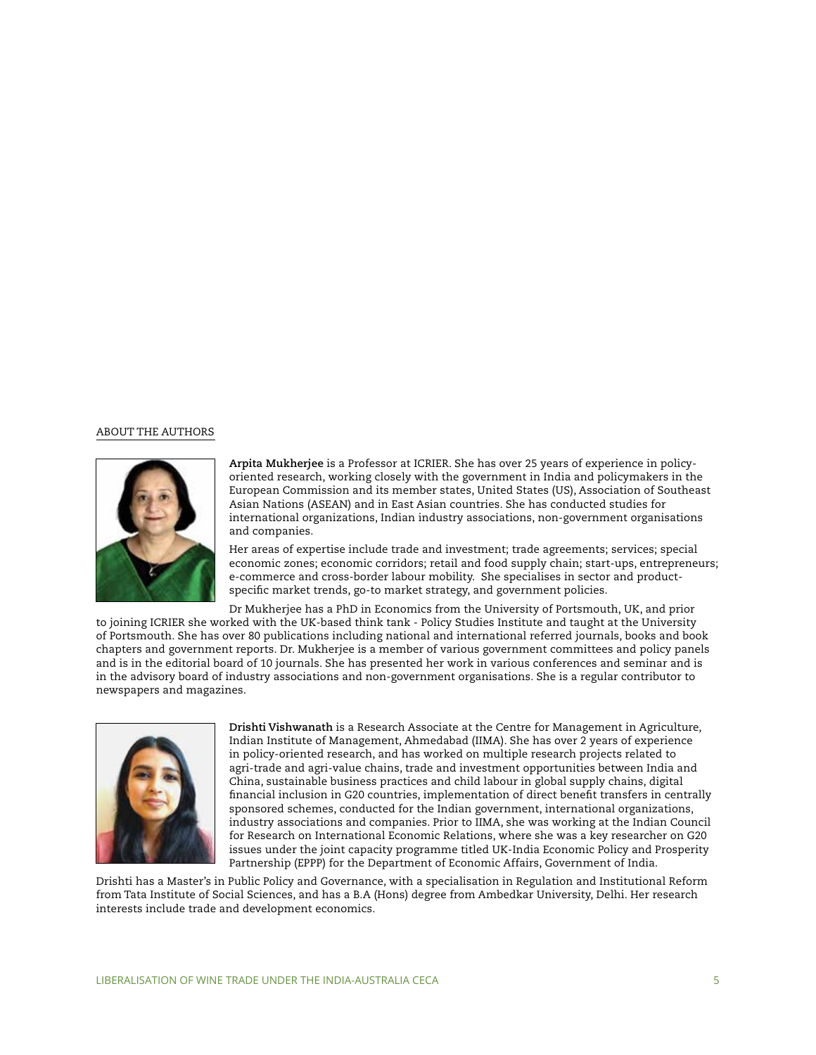## ABOUT THE AUTHORS

**Arpita Mukherjee** is a Professor at ICRIER. She has over 25 years of experience in policy-oriented research, working closely with the government in India and policymakers in the European Commission and its member states, United States (US), Association of Southeast Asian Nations (ASEAN) and in East Asian countries. She has conducted studies for international organizations, Indian industry associations, non-government organisations and companies.

Her areas of expertise include trade and investment; trade agreements; services; special economic zones; economic corridors; retail and food supply chain; start-ups, entrepreneurs; e-commerce and cross-border labour mobility. She specialises in sector and product-specific market trends, go-to market strategy, and government policies.

Dr Mukherjee has a PhD in Economics from the University of Portsmouth, UK, and prior to joining ICRIER she worked with the UK-based think tank - Policy Studies Institute and taught at the University of Portsmouth. She has over 80 publications including national and international referred journals, books and book chapters and government reports. Dr. Mukherjee is a member of various government committees and policy panels and is in the editorial board of 10 journals. She has presented her work in various conferences and seminar and is in the advisory board of industry associations and non-government organisations. She is a regular contributor to newspapers and magazines.

**Drishti Vishwanath** is a Research Associate at the Centre for Management in Agriculture, Indian Institute of Management, Ahmedabad (IIMA). She has over 2 years of experience in policy-oriented research, and has worked on multiple research projects related to agri-trade and agri-value chains, trade and investment opportunities between India and China, sustainable business practices and child labour in global supply chains, digital financial inclusion in G20 countries, implementation of direct benefit transfers in centrally sponsored schemes, conducted for the Indian government, international organizations, industry associations and companies. Prior to IIMA, she was working at the Indian Council for Research on International Economic Relations, where she was a key researcher on G20 issues under the joint capacity programme titled UK-India Economic Policy and Prosperity Partnership (EPPP) for the Department of Economic Affairs, Government of India.

Drishti has a Master's in Public Policy and Governance, with a specialisation in Regulation and Institutional Reform from Tata Institute of Social Sciences, and has a B.A (Hons) degree from Ambedkar University, Delhi. Her research interests include trade and development economics.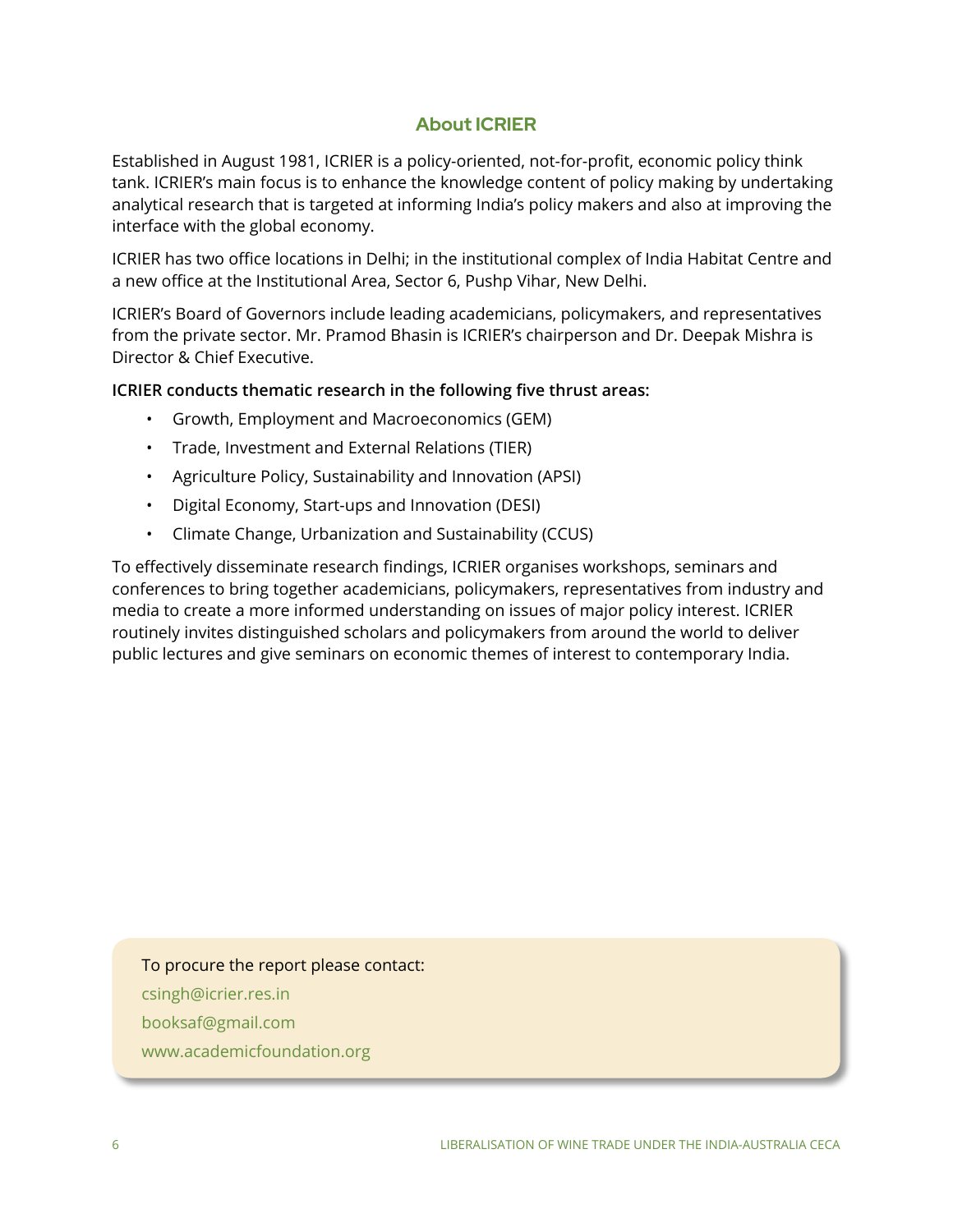## About ICRIER

Established in August 1981, ICRIER is a policy-oriented, not-for-profit, economic policy think tank. ICRIER's main focus is to enhance the knowledge content of policy making by undertaking analytical research that is targeted at informing India's policy makers and also at improving the interface with the global economy.

ICRIER has two office locations in Delhi; in the institutional complex of India Habitat Centre and a new office at the Institutional Area, Sector 6, Pushp Vihar, New Delhi.

ICRIER's Board of Governors include leading academicians, policymakers, and representatives from the private sector. Mr. Pramod Bhasin is ICRIER's chairperson and Dr. Deepak Mishra is Director & Chief Executive.

**ICRIER conducts thematic research in the following five thrust areas:**

- Growth, Employment and Macroeconomics (GEM)
- Trade, Investment and External Relations (TIER)
- Agriculture Policy, Sustainability and Innovation (APSI)
- Digital Economy, Start-ups and Innovation (DESI)
- Climate Change, Urbanization and Sustainability (CCUS)

To effectively disseminate research findings, ICRIER organises workshops, seminars and conferences to bring together academicians, policymakers, representatives from industry and media to create a more informed understanding on issues of major policy interest. ICRIER routinely invites distinguished scholars and policymakers from around the world to deliver public lectures and give seminars on economic themes of interest to contemporary India.

To procure the report please contact:

csingh@icrier.res.in

booksaf@gmail.com

www.academicfoundation.org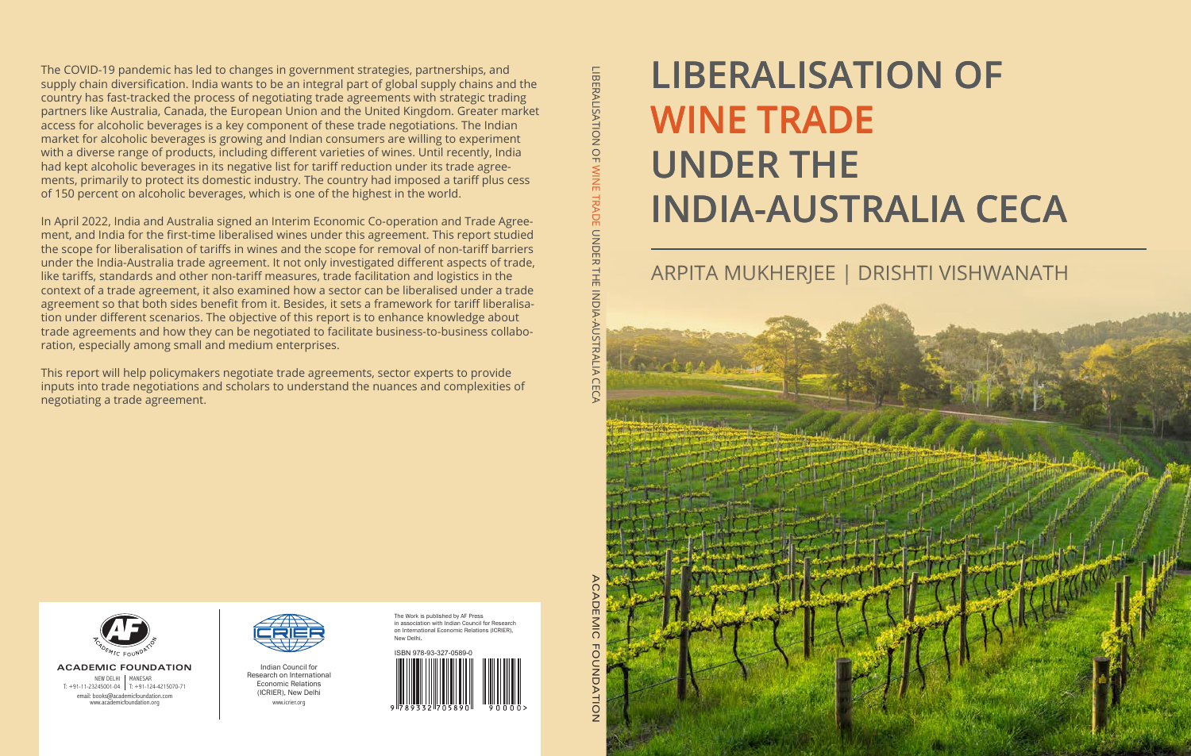# LIBERALISATION OF WINE TRADE UNDER THE INDIA-AUSTRALIA CECA

ARPITA MUKHERJEE | DRISHTI VISHWANATH

The COVID-19 pandemic has led to changes in government strategies, partnerships, and supply chain diversification. India wants to be an integral part of global supply chains and the country has fast-tracked the process of negotiating trade agreements with strategic trading partners like Australia, Canada, the European Union and the United Kingdom. Greater market access for alcoholic beverages is a key component of these trade negotiations. The Indian market for alcoholic beverages is growing and Indian consumers are willing to experiment with a diverse range of products, including different varieties of wines. Until recently, India had kept alcoholic beverages in its negative list for tariff reduction under its trade agreements, primarily to protect its domestic industry. The country had imposed a tariff plus cess of 150 percent on alcoholic beverages, which is one of the highest in the world.

In April 2022, India and Australia signed an Interim Economic Co-operation and Trade Agreement, and India for the first-time liberalised wines under this agreement. This report studied the scope for liberalisation of tariffs in wines and the scope for removal of non-tariff barriers under the India-Australia trade agreement. It not only investigated different aspects of trade, like tariffs, standards and other non-tariff measures, trade facilitation and logistics in the context of a trade agreement, it also examined how a sector can be liberalised under a trade agreement so that both sides benefit from it. Besides, it sets a framework for tariff liberalisation under different scenarios. The objective of this report is to enhance knowledge about trade agreements and how they can be negotiated to facilitate business-to-business collaboration, especially among small and medium enterprises.

This report will help policymakers negotiate trade agreements, sector experts to provide inputs into trade negotiations and scholars to understand the nuances and complexities of negotiating a trade agreement.

**ACADEMIC FOUNDATION**

NEW DELHI | MANESAR

T: +91-11-23245001-04 | T: +91-124-4215070-71

email: books@academicfoundation.com

www.academicfoundation.org

Indian Council for Research on International Economic Relations (ICRIER), New Delhi

www.icrier.org

The Work is published by AF Press in association with Indian Council for Research on International Economic Relations (ICRIER), New Delhi.

ISBN 978-93-327-0589-0

LIBERALISATION OF WINE TRADE UNDER THE INDIA-AUSTRALIA CECA

ACADEMIC FOUNDATION